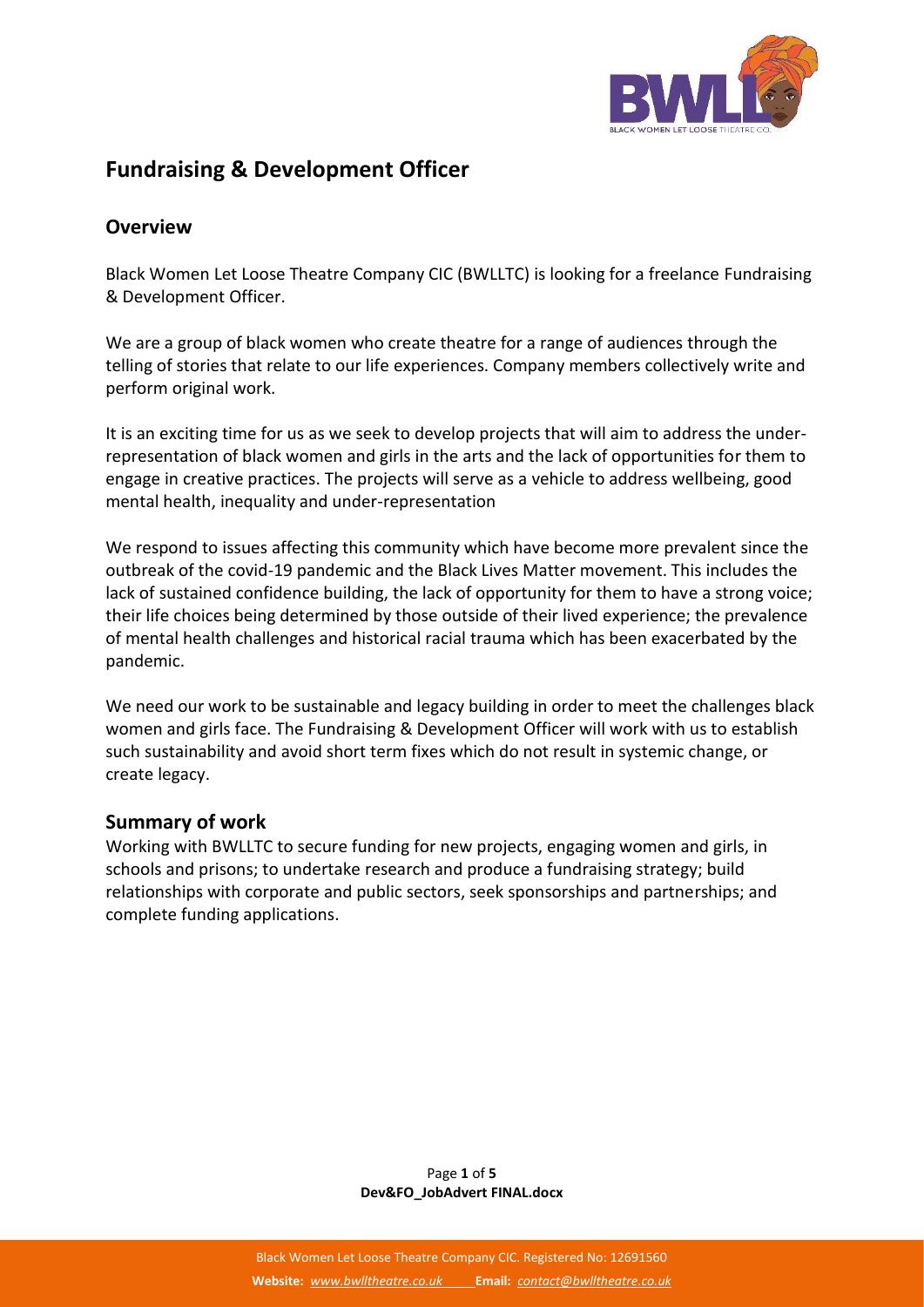# Fundraising & Development Officer

## Overview

Black Women Let Loose Theatre Company CIC (BWLLTC) is looking for a freelance Fundraising & Development Officer.

We are a group of black women who create theatre for a range of audiences through the telling of stories that relate to our life experiences. Company members collectively write and perform original work.

It is an exciting time for us as we seek to develop projects that will aim to address the under-representation of black women and girls in the arts and the lack of opportunities for them to engage in creative practices. The projects will serve as a vehicle to address wellbeing, good mental health, inequality and under-representation

We respond to issues affecting this community which have become more prevalent since the outbreak of the covid-19 pandemic and the Black Lives Matter movement. This includes the lack of sustained confidence building, the lack of opportunity for them to have a strong voice; their life choices being determined by those outside of their lived experience; the prevalence of mental health challenges and historical racial trauma which has been exacerbated by the pandemic.

We need our work to be sustainable and legacy building in order to meet the challenges black women and girls face. The Fundraising & Development Officer will work with us to establish such sustainability and avoid short term fixes which do not result in systemic change, or create legacy.

## Summary of work

Working with BWLLTC to secure funding for new projects, engaging women and girls, in schools and prisons; to undertake research and produce a fundraising strategy; build relationships with corporate and public sectors, seek sponsorships and partnerships; and complete funding applications.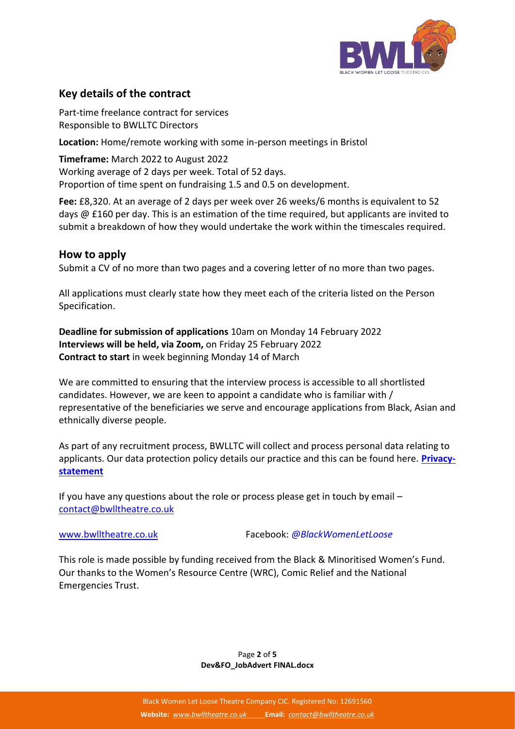## Key details of the contract

Part-time freelance contract for services
Responsible to BWLLTC Directors

**Location:** Home/remote working with some in-person meetings in Bristol

**Timeframe:** March 2022 to August 2022
Working average of 2 days per week. Total of 52 days.
Proportion of time spent on fundraising 1.5 and 0.5 on development.

**Fee:** £8,320. At an average of 2 days per week over 26 weeks/6 months is equivalent to 52 days @ £160 per day. This is an estimation of the time required, but applicants are invited to submit a breakdown of how they would undertake the work within the timescales required.

## How to apply

Submit a CV of no more than two pages and a covering letter of no more than two pages.

All applications must clearly state how they meet each of the criteria listed on the Person Specification.

**Deadline for submission of applications** 10am on Monday 14 February 2022
**Interviews will be held, via Zoom,** on Friday 25 February 2022
**Contract to start** in week beginning Monday 14 of March

We are committed to ensuring that the interview process is accessible to all shortlisted candidates. However, we are keen to appoint a candidate who is familiar with / representative of the beneficiaries we serve and encourage applications from Black, Asian and ethnically diverse people.

As part of any recruitment process, BWLLTC will collect and process personal data relating to applicants. Our data protection policy details our practice and this can be found here. **Privacy-statement**

If you have any questions about the role or process please get in touch by email – contact@bwlltheatre.co.uk

www.bwlltheatre.co.uk Facebook: *@BlackWomenLetLoose*

This role is made possible by funding received from the Black & Minoritised Women's Fund. Our thanks to the Women's Resource Centre (WRC), Comic Relief and the National Emergencies Trust.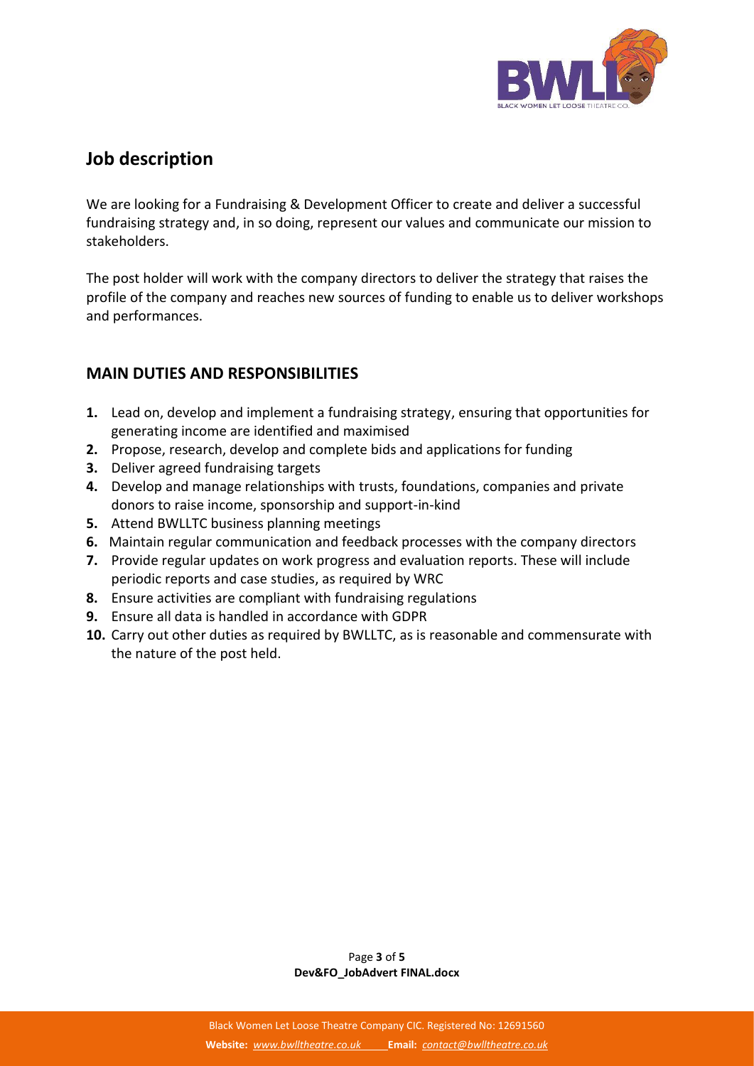## Job description

We are looking for a Fundraising & Development Officer to create and deliver a successful fundraising strategy and, in so doing, represent our values and communicate our mission to stakeholders.

The post holder will work with the company directors to deliver the strategy that raises the profile of the company and reaches new sources of funding to enable us to deliver workshops and performances.

## MAIN DUTIES AND RESPONSIBILITIES

1. Lead on, develop and implement a fundraising strategy, ensuring that opportunities for generating income are identified and maximised
2. Propose, research, develop and complete bids and applications for funding
3. Deliver agreed fundraising targets
4. Develop and manage relationships with trusts, foundations, companies and private donors to raise income, sponsorship and support-in-kind
5. Attend BWLLTC business planning meetings
6. Maintain regular communication and feedback processes with the company directors
7. Provide regular updates on work progress and evaluation reports. These will include periodic reports and case studies, as required by WRC
8. Ensure activities are compliant with fundraising regulations
9. Ensure all data is handled in accordance with GDPR
10. Carry out other duties as required by BWLLTC, as is reasonable and commensurate with the nature of the post held.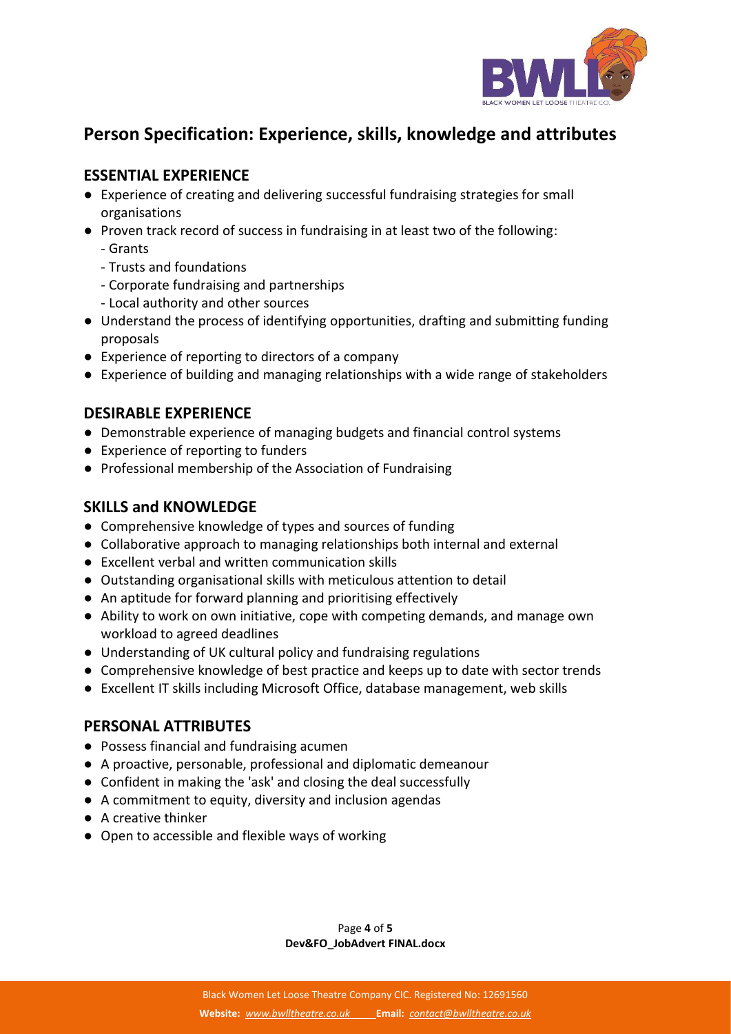# Person Specification: Experience, skills, knowledge and attributes

## ESSENTIAL EXPERIENCE

- Experience of creating and delivering successful fundraising strategies for small organisations
- Proven track record of success in fundraising in at least two of the following:
  - Grants
  - Trusts and foundations
  - Corporate fundraising and partnerships
  - Local authority and other sources
- Understand the process of identifying opportunities, drafting and submitting funding proposals
- Experience of reporting to directors of a company
- Experience of building and managing relationships with a wide range of stakeholders

## DESIRABLE EXPERIENCE

- Demonstrable experience of managing budgets and financial control systems
- Experience of reporting to funders
- Professional membership of the Association of Fundraising

## SKILLS and KNOWLEDGE

- Comprehensive knowledge of types and sources of funding
- Collaborative approach to managing relationships both internal and external
- Excellent verbal and written communication skills
- Outstanding organisational skills with meticulous attention to detail
- An aptitude for forward planning and prioritising effectively
- Ability to work on own initiative, cope with competing demands, and manage own workload to agreed deadlines
- Understanding of UK cultural policy and fundraising regulations
- Comprehensive knowledge of best practice and keeps up to date with sector trends
- Excellent IT skills including Microsoft Office, database management, web skills

## PERSONAL ATTRIBUTES

- Possess financial and fundraising acumen
- A proactive, personable, professional and diplomatic demeanour
- Confident in making the 'ask' and closing the deal successfully
- A commitment to equity, diversity and inclusion agendas
- A creative thinker
- Open to accessible and flexible ways of working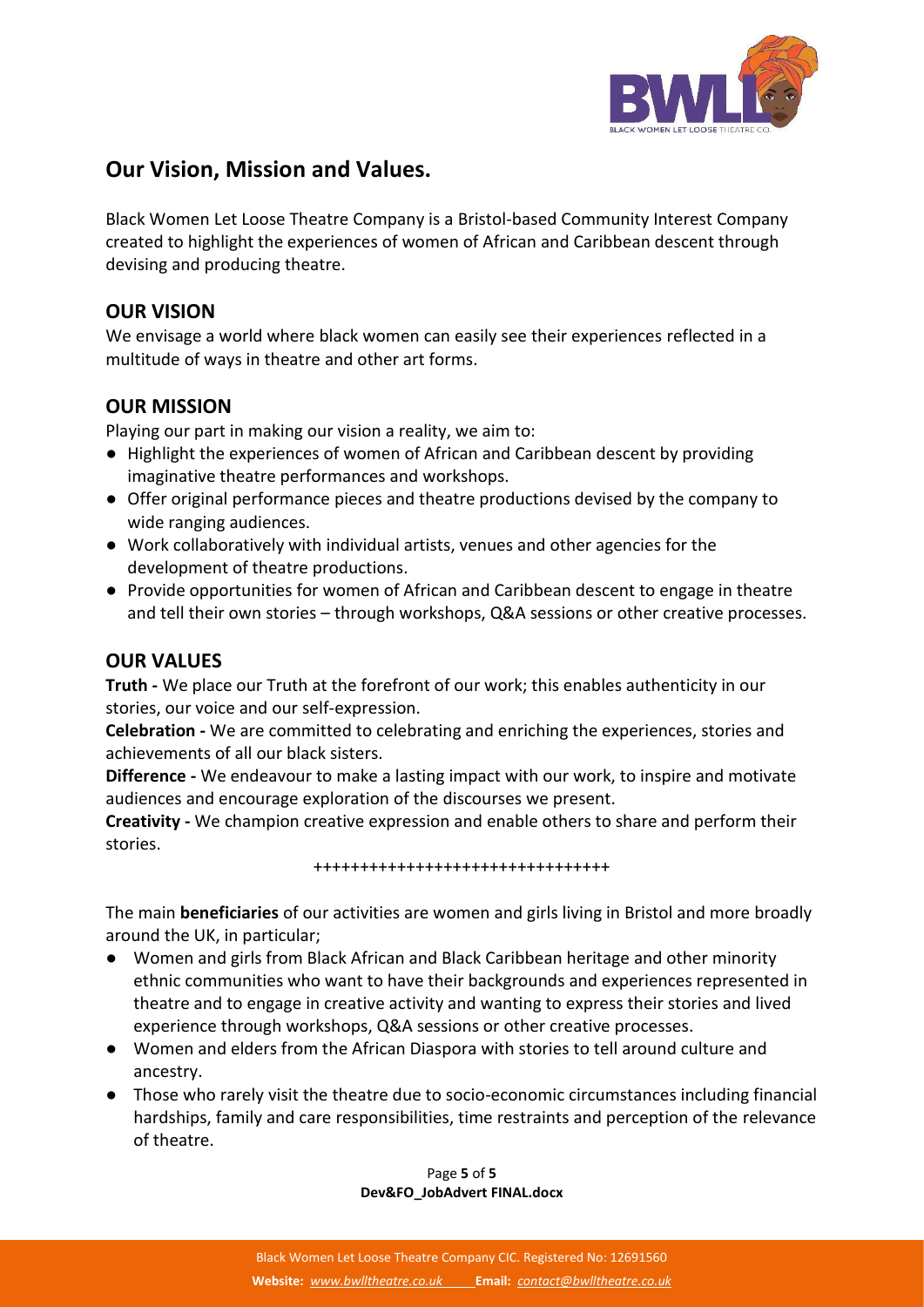## Our Vision, Mission and Values.

Black Women Let Loose Theatre Company is a Bristol-based Community Interest Company created to highlight the experiences of women of African and Caribbean descent through devising and producing theatre.

### OUR VISION

We envisage a world where black women can easily see their experiences reflected in a multitude of ways in theatre and other art forms.

### OUR MISSION

Playing our part in making our vision a reality, we aim to:

- Highlight the experiences of women of African and Caribbean descent by providing imaginative theatre performances and workshops.
- Offer original performance pieces and theatre productions devised by the company to wide ranging audiences.
- Work collaboratively with individual artists, venues and other agencies for the development of theatre productions.
- Provide opportunities for women of African and Caribbean descent to engage in theatre and tell their own stories – through workshops, Q&A sessions or other creative processes.

### OUR VALUES

**Truth -** We place our Truth at the forefront of our work; this enables authenticity in our stories, our voice and our self-expression.

**Celebration -** We are committed to celebrating and enriching the experiences, stories and achievements of all our black sisters.

**Difference -** We endeavour to make a lasting impact with our work, to inspire and motivate audiences and encourage exploration of the discourses we present.

**Creativity -** We champion creative expression and enable others to share and perform their stories.

++++++++++++++++++++++++++++++++

The main **beneficiaries** of our activities are women and girls living in Bristol and more broadly around the UK, in particular;

- Women and girls from Black African and Black Caribbean heritage and other minority ethnic communities who want to have their backgrounds and experiences represented in theatre and to engage in creative activity and wanting to express their stories and lived experience through workshops, Q&A sessions or other creative processes.
- Women and elders from the African Diaspora with stories to tell around culture and ancestry.
- Those who rarely visit the theatre due to socio-economic circumstances including financial hardships, family and care responsibilities, time restraints and perception of the relevance of theatre.

Dev&FO_JobAdvert FINAL.docx

Black Women Let Loose Theatre Company CIC. Registered No: 12691560

**Website:** www.bwlltheatre.co.uk **Email:** contact@bwlltheatre.co.uk